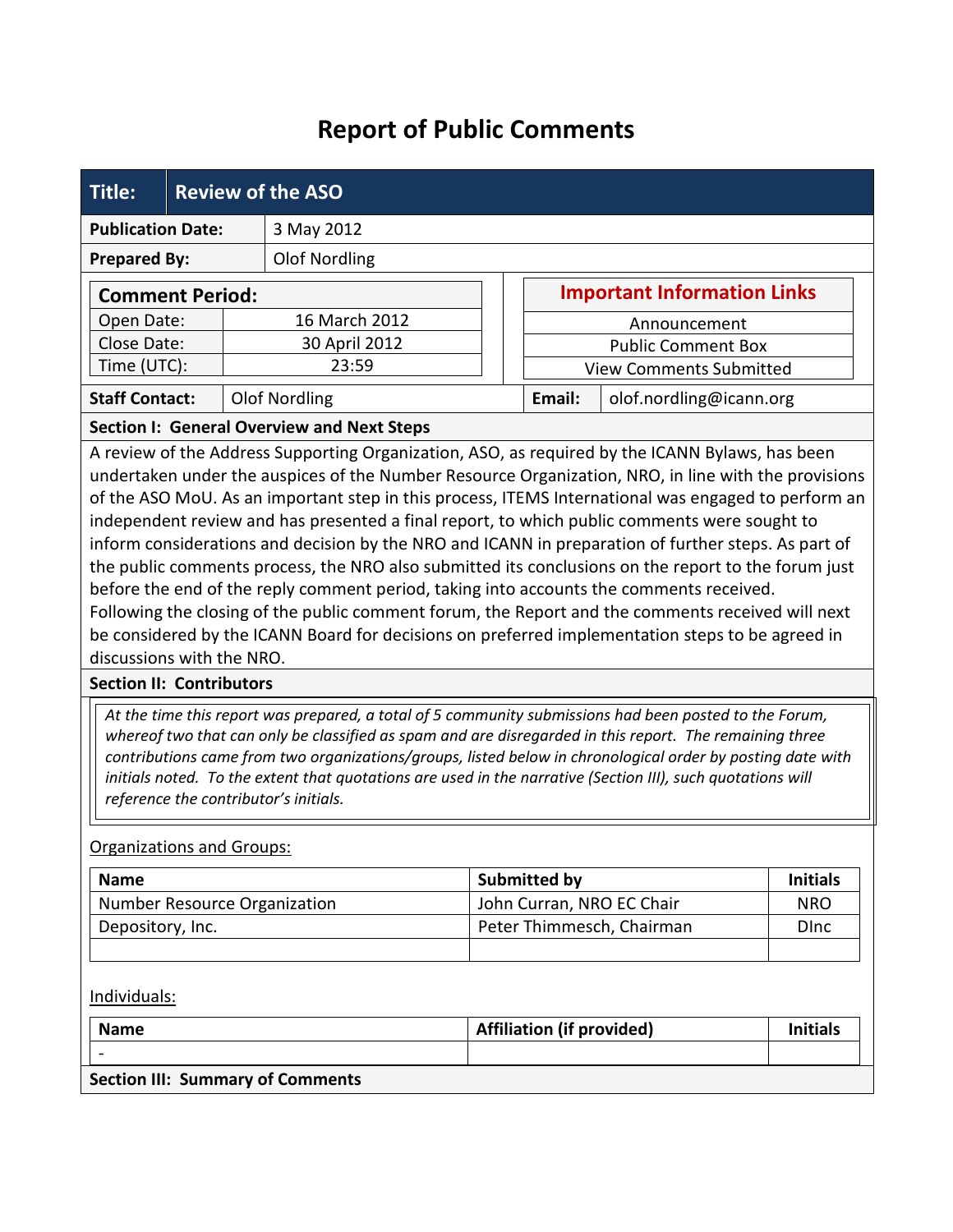# Report of Public Comments

| **Title:** | **Review of the ASO** |
|---|---|
| **Publication Date:** | 3 May 2012 |
| **Prepared By:** | Olof Nordling |

| **Comment Period:** | |
|---|---|
| Open Date: | 16 March 2012 |
| Close Date: | 30 April 2012 |
| Time (UTC): | 23:59 |

| **Important Information Links** |
|---|
| Announcement |
| Public Comment Box |
| View Comments Submitted |

| **Staff Contact:** | Olof Nordling | **Email:** | olof.nordling@icann.org |
|---|---|---|---|

**Section I: General Overview and Next Steps**

A review of the Address Supporting Organization, ASO, as required by the ICANN Bylaws, has been undertaken under the auspices of the Number Resource Organization, NRO, in line with the provisions of the ASO MoU. As an important step in this process, ITEMS International was engaged to perform an independent review and has presented a final report, to which public comments were sought to inform considerations and decision by the NRO and ICANN in preparation of further steps. As part of the public comments process, the NRO also submitted its conclusions on the report to the forum just before the end of the reply comment period, taking into accounts the comments received. Following the closing of the public comment forum, the Report and the comments received will next be considered by the ICANN Board for decisions on preferred implementation steps to be agreed in discussions with the NRO.

**Section II: Contributors**

*At the time this report was prepared, a total of 5 community submissions had been posted to the Forum, whereof two that can only be classified as spam and are disregarded in this report. The remaining three contributions came from two organizations/groups, listed below in chronological order by posting date with initials noted. To the extent that quotations are used in the narrative (Section III), such quotations will reference the contributor's initials.*

Organizations and Groups:

| Name | Submitted by | Initials |
|---|---|---|
| Number Resource Organization | John Curran, NRO EC Chair | NRO |
| Depository, Inc. | Peter Thimmesch, Chairman | DInc |
| | | |

Individuals:

| Name | Affiliation (if provided) | Initials |
|---|---|---|
| - | | |

**Section III: Summary of Comments**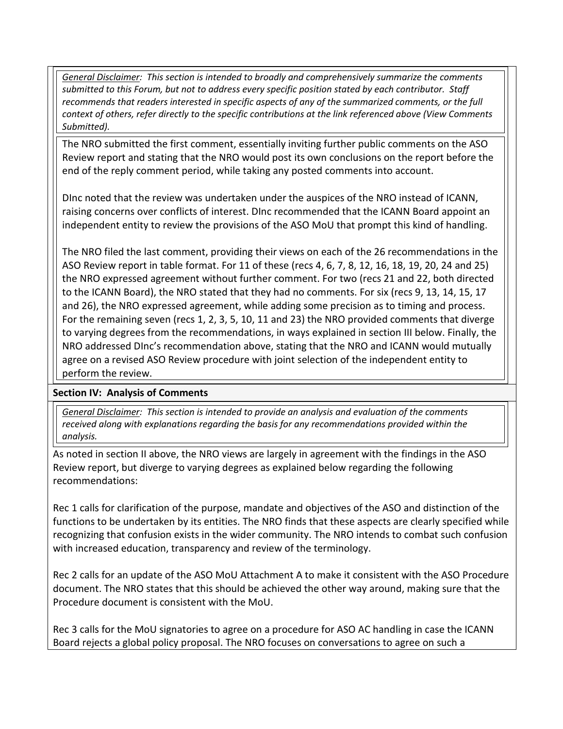*<u>General Disclaimer</u>: This section is intended to broadly and comprehensively summarize the comments submitted to this Forum, but not to address every specific position stated by each contributor. Staff recommends that readers interested in specific aspects of any of the summarized comments, or the full context of others, refer directly to the specific contributions at the link referenced above (View Comments Submitted).*

The NRO submitted the first comment, essentially inviting further public comments on the ASO Review report and stating that the NRO would post its own conclusions on the report before the end of the reply comment period, while taking any posted comments into account.

DInc noted that the review was undertaken under the auspices of the NRO instead of ICANN, raising concerns over conflicts of interest. DInc recommended that the ICANN Board appoint an independent entity to review the provisions of the ASO MoU that prompt this kind of handling.

The NRO filed the last comment, providing their views on each of the 26 recommendations in the ASO Review report in table format. For 11 of these (recs 4, 6, 7, 8, 12, 16, 18, 19, 20, 24 and 25) the NRO expressed agreement without further comment. For two (recs 21 and 22, both directed to the ICANN Board), the NRO stated that they had no comments. For six (recs 9, 13, 14, 15, 17 and 26), the NRO expressed agreement, while adding some precision as to timing and process. For the remaining seven (recs 1, 2, 3, 5, 10, 11 and 23) the NRO provided comments that diverge to varying degrees from the recommendations, in ways explained in section III below. Finally, the NRO addressed DInc's recommendation above, stating that the NRO and ICANN would mutually agree on a revised ASO Review procedure with joint selection of the independent entity to perform the review.

**Section IV: Analysis of Comments**

*<u>General Disclaimer</u>: This section is intended to provide an analysis and evaluation of the comments received along with explanations regarding the basis for any recommendations provided within the analysis.*

As noted in section II above, the NRO views are largely in agreement with the findings in the ASO Review report, but diverge to varying degrees as explained below regarding the following recommendations:

Rec 1 calls for clarification of the purpose, mandate and objectives of the ASO and distinction of the functions to be undertaken by its entities. The NRO finds that these aspects are clearly specified while recognizing that confusion exists in the wider community. The NRO intends to combat such confusion with increased education, transparency and review of the terminology.

Rec 2 calls for an update of the ASO MoU Attachment A to make it consistent with the ASO Procedure document. The NRO states that this should be achieved the other way around, making sure that the Procedure document is consistent with the MoU.

Rec 3 calls for the MoU signatories to agree on a procedure for ASO AC handling in case the ICANN Board rejects a global policy proposal. The NRO focuses on conversations to agree on a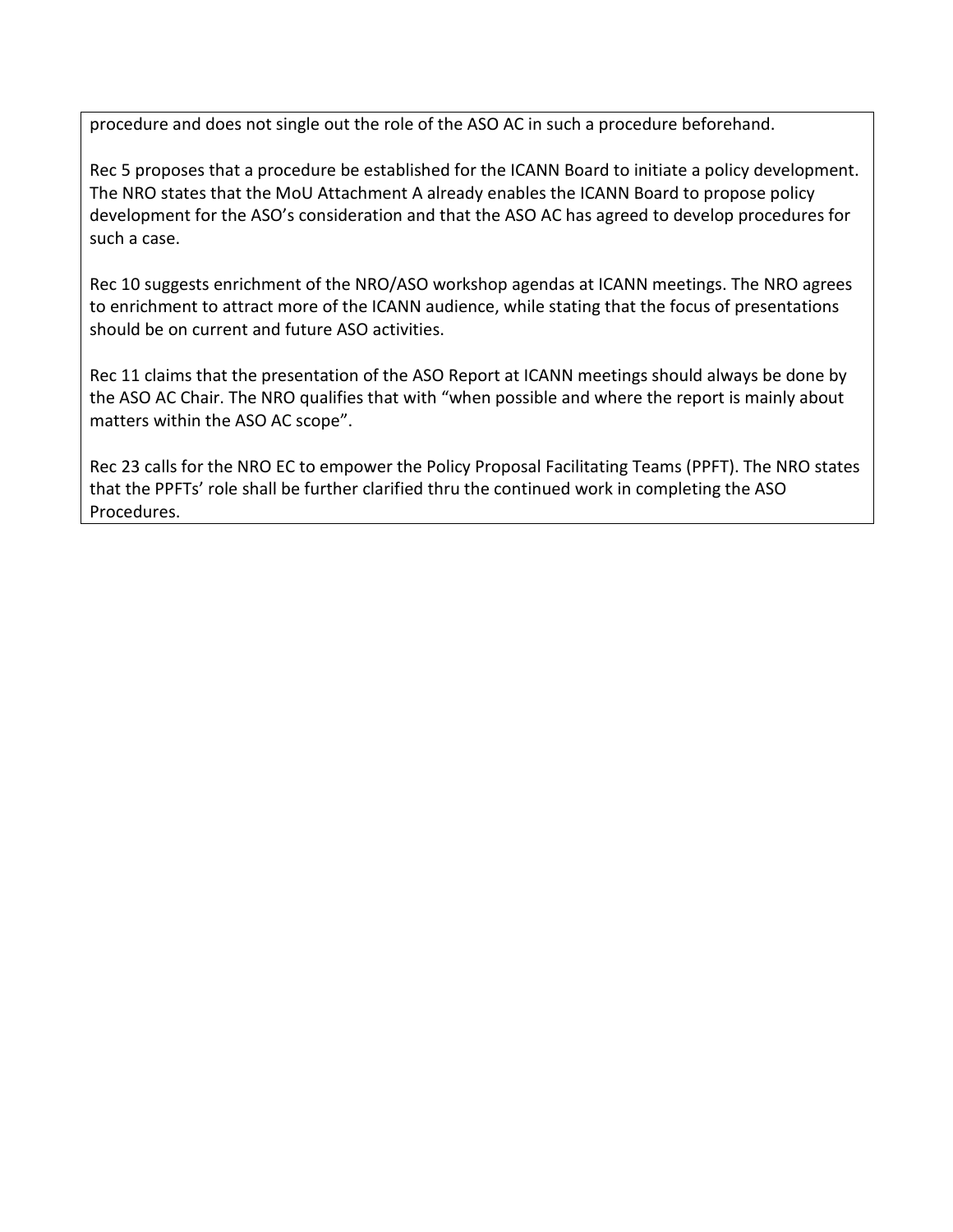procedure and does not single out the role of the ASO AC in such a procedure beforehand.

Rec 5 proposes that a procedure be established for the ICANN Board to initiate a policy development. The NRO states that the MoU Attachment A already enables the ICANN Board to propose policy development for the ASO's consideration and that the ASO AC has agreed to develop procedures for such a case.

Rec 10 suggests enrichment of the NRO/ASO workshop agendas at ICANN meetings. The NRO agrees to enrichment to attract more of the ICANN audience, while stating that the focus of presentations should be on current and future ASO activities.

Rec 11 claims that the presentation of the ASO Report at ICANN meetings should always be done by the ASO AC Chair. The NRO qualifies that with "when possible and where the report is mainly about matters within the ASO AC scope".

Rec 23 calls for the NRO EC to empower the Policy Proposal Facilitating Teams (PPFT). The NRO states that the PPFTs' role shall be further clarified thru the continued work in completing the ASO Procedures.